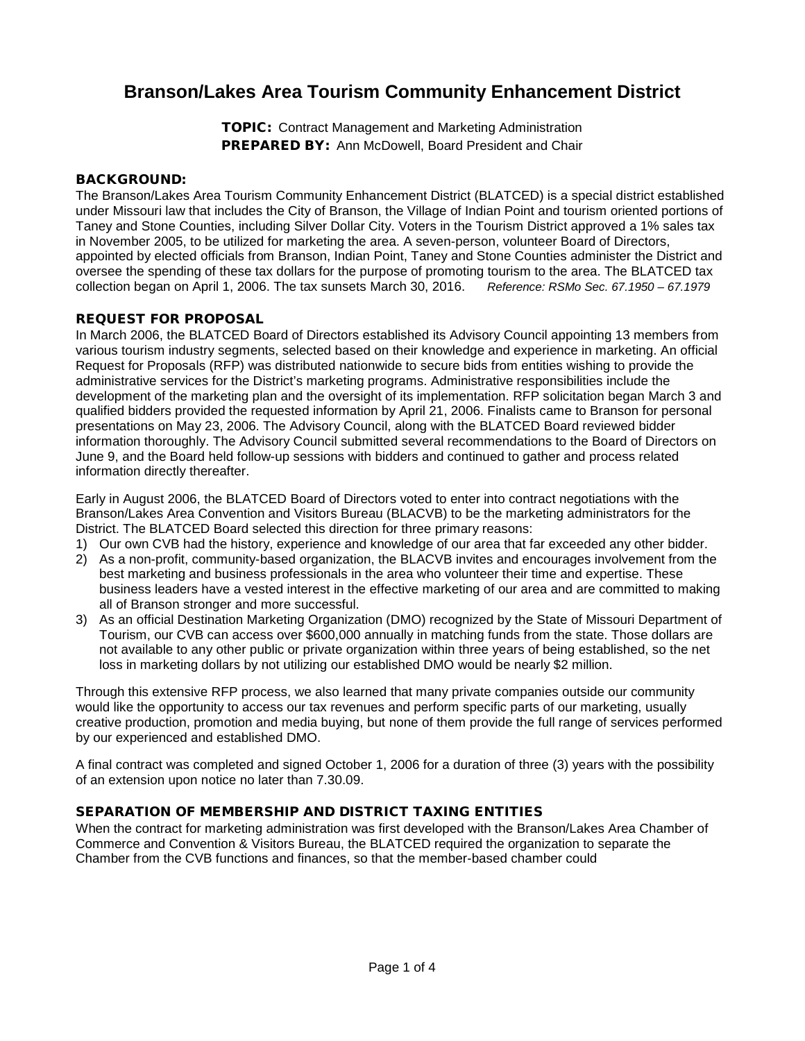# Branson/Lakes Area Tourism Community Enhancement District

**TOPIC:** Contract Management and Marketing Administration
**PREPARED BY:** Ann McDowell, Board President and Chair

## BACKGROUND:

The Branson/Lakes Area Tourism Community Enhancement District (BLATCED) is a special district established under Missouri law that includes the City of Branson, the Village of Indian Point and tourism oriented portions of Taney and Stone Counties, including Silver Dollar City. Voters in the Tourism District approved a 1% sales tax in November 2005, to be utilized for marketing the area. A seven-person, volunteer Board of Directors, appointed by elected officials from Branson, Indian Point, Taney and Stone Counties administer the District and oversee the spending of these tax dollars for the purpose of promoting tourism to the area. The BLATCED tax collection began on April 1, 2006. The tax sunsets March 30, 2016. *Reference: RSMo Sec. 67.1950 – 67.1979*

## REQUEST FOR PROPOSAL

In March 2006, the BLATCED Board of Directors established its Advisory Council appointing 13 members from various tourism industry segments, selected based on their knowledge and experience in marketing. An official Request for Proposals (RFP) was distributed nationwide to secure bids from entities wishing to provide the administrative services for the District's marketing programs. Administrative responsibilities include the development of the marketing plan and the oversight of its implementation. RFP solicitation began March 3 and qualified bidders provided the requested information by April 21, 2006. Finalists came to Branson for personal presentations on May 23, 2006. The Advisory Council, along with the BLATCED Board reviewed bidder information thoroughly. The Advisory Council submitted several recommendations to the Board of Directors on June 9, and the Board held follow-up sessions with bidders and continued to gather and process related information directly thereafter.

Early in August 2006, the BLATCED Board of Directors voted to enter into contract negotiations with the Branson/Lakes Area Convention and Visitors Bureau (BLACVB) to be the marketing administrators for the District. The BLATCED Board selected this direction for three primary reasons:

1) Our own CVB had the history, experience and knowledge of our area that far exceeded any other bidder.
2) As a non-profit, community-based organization, the BLACVB invites and encourages involvement from the best marketing and business professionals in the area who volunteer their time and expertise. These business leaders have a vested interest in the effective marketing of our area and are committed to making all of Branson stronger and more successful.
3) As an official Destination Marketing Organization (DMO) recognized by the State of Missouri Department of Tourism, our CVB can access over $600,000 annually in matching funds from the state. Those dollars are not available to any other public or private organization within three years of being established, so the net loss in marketing dollars by not utilizing our established DMO would be nearly $2 million.

Through this extensive RFP process, we also learned that many private companies outside our community would like the opportunity to access our tax revenues and perform specific parts of our marketing, usually creative production, promotion and media buying, but none of them provide the full range of services performed by our experienced and established DMO.

A final contract was completed and signed October 1, 2006 for a duration of three (3) years with the possibility of an extension upon notice no later than 7.30.09.

## SEPARATION OF MEMBERSHIP AND DISTRICT TAXING ENTITIES

When the contract for marketing administration was first developed with the Branson/Lakes Area Chamber of Commerce and Convention & Visitors Bureau, the BLATCED required the organization to separate the Chamber from the CVB functions and finances, so that the member-based chamber could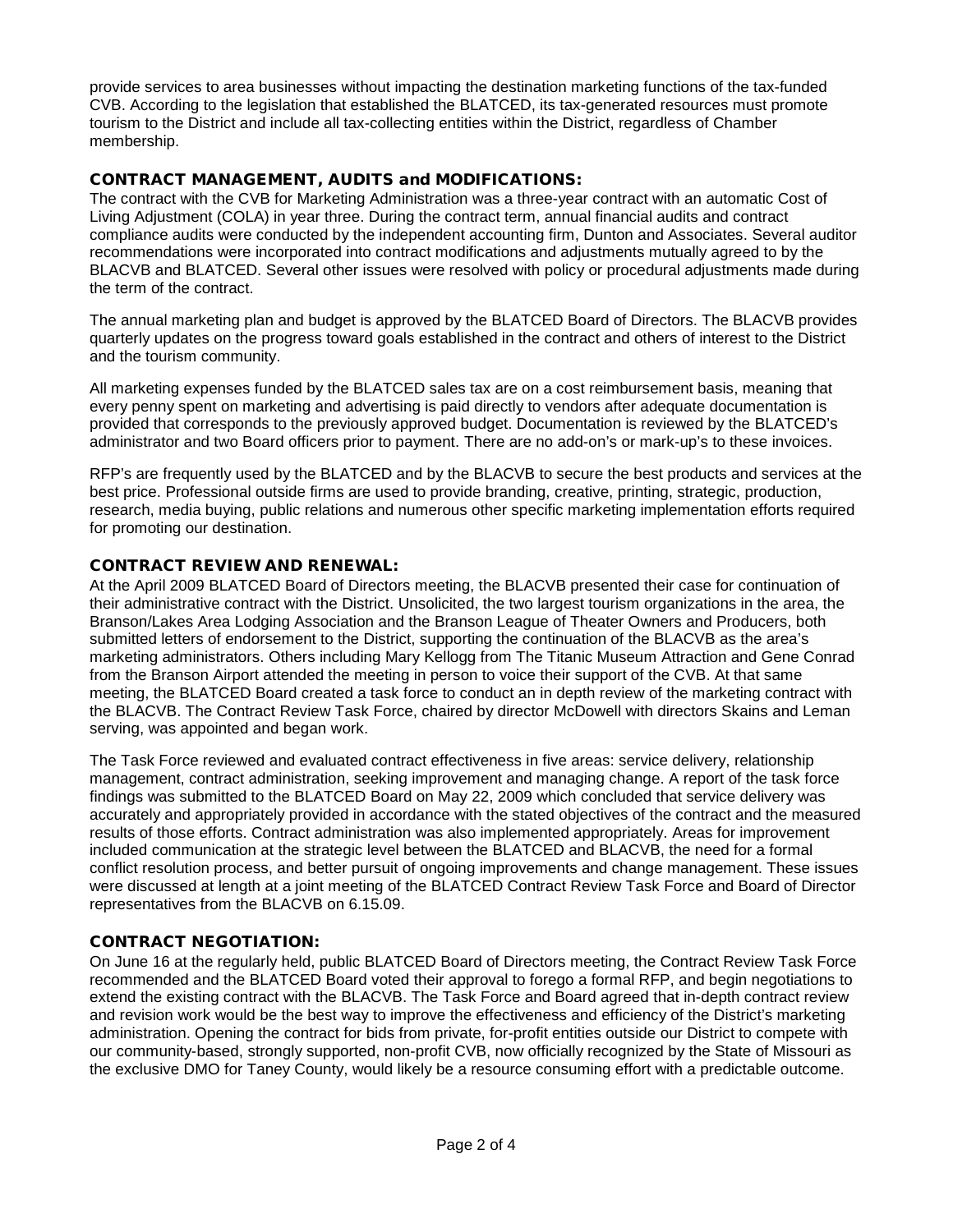provide services to area businesses without impacting the destination marketing functions of the tax-funded CVB. According to the legislation that established the BLATCED, its tax-generated resources must promote tourism to the District and include all tax-collecting entities within the District, regardless of Chamber membership.

## CONTRACT MANAGEMENT, AUDITS and MODIFICATIONS:

The contract with the CVB for Marketing Administration was a three-year contract with an automatic Cost of Living Adjustment (COLA) in year three. During the contract term, annual financial audits and contract compliance audits were conducted by the independent accounting firm, Dunton and Associates. Several auditor recommendations were incorporated into contract modifications and adjustments mutually agreed to by the BLACVB and BLATCED. Several other issues were resolved with policy or procedural adjustments made during the term of the contract.

The annual marketing plan and budget is approved by the BLATCED Board of Directors. The BLACVB provides quarterly updates on the progress toward goals established in the contract and others of interest to the District and the tourism community.

All marketing expenses funded by the BLATCED sales tax are on a cost reimbursement basis, meaning that every penny spent on marketing and advertising is paid directly to vendors after adequate documentation is provided that corresponds to the previously approved budget. Documentation is reviewed by the BLATCED's administrator and two Board officers prior to payment. There are no add-on's or mark-up's to these invoices.

RFP's are frequently used by the BLATCED and by the BLACVB to secure the best products and services at the best price. Professional outside firms are used to provide branding, creative, printing, strategic, production, research, media buying, public relations and numerous other specific marketing implementation efforts required for promoting our destination.

## CONTRACT REVIEW AND RENEWAL:

At the April 2009 BLATCED Board of Directors meeting, the BLACVB presented their case for continuation of their administrative contract with the District. Unsolicited, the two largest tourism organizations in the area, the Branson/Lakes Area Lodging Association and the Branson League of Theater Owners and Producers, both submitted letters of endorsement to the District, supporting the continuation of the BLACVB as the area's marketing administrators. Others including Mary Kellogg from The Titanic Museum Attraction and Gene Conrad from the Branson Airport attended the meeting in person to voice their support of the CVB. At that same meeting, the BLATCED Board created a task force to conduct an in depth review of the marketing contract with the BLACVB. The Contract Review Task Force, chaired by director McDowell with directors Skains and Leman serving, was appointed and began work.

The Task Force reviewed and evaluated contract effectiveness in five areas: service delivery, relationship management, contract administration, seeking improvement and managing change. A report of the task force findings was submitted to the BLATCED Board on May 22, 2009 which concluded that service delivery was accurately and appropriately provided in accordance with the stated objectives of the contract and the measured results of those efforts. Contract administration was also implemented appropriately. Areas for improvement included communication at the strategic level between the BLATCED and BLACVB, the need for a formal conflict resolution process, and better pursuit of ongoing improvements and change management. These issues were discussed at length at a joint meeting of the BLATCED Contract Review Task Force and Board of Director representatives from the BLACVB on 6.15.09.

## CONTRACT NEGOTIATION:

On June 16 at the regularly held, public BLATCED Board of Directors meeting, the Contract Review Task Force recommended and the BLATCED Board voted their approval to forego a formal RFP, and begin negotiations to extend the existing contract with the BLACVB. The Task Force and Board agreed that in-depth contract review and revision work would be the best way to improve the effectiveness and efficiency of the District's marketing administration. Opening the contract for bids from private, for-profit entities outside our District to compete with our community-based, strongly supported, non-profit CVB, now officially recognized by the State of Missouri as the exclusive DMO for Taney County, would likely be a resource consuming effort with a predictable outcome.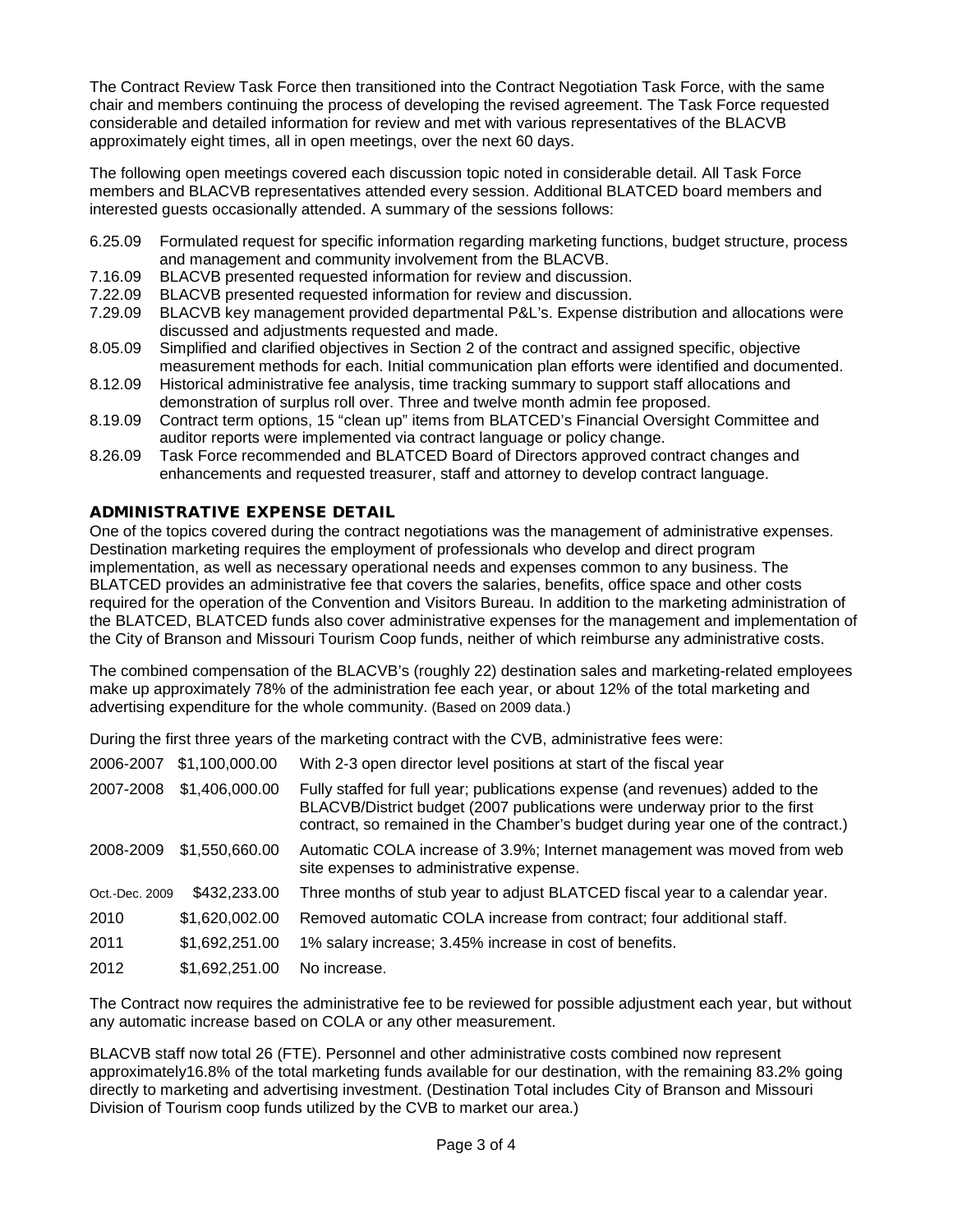The Contract Review Task Force then transitioned into the Contract Negotiation Task Force, with the same chair and members continuing the process of developing the revised agreement. The Task Force requested considerable and detailed information for review and met with various representatives of the BLACVB approximately eight times, all in open meetings, over the next 60 days.

The following open meetings covered each discussion topic noted in considerable detail. All Task Force members and BLACVB representatives attended every session. Additional BLATCED board members and interested guests occasionally attended. A summary of the sessions follows:

- 6.25.09 Formulated request for specific information regarding marketing functions, budget structure, process and management and community involvement from the BLACVB.
- 7.16.09 BLACVB presented requested information for review and discussion.
- 7.22.09 BLACVB presented requested information for review and discussion.
- 7.29.09 BLACVB key management provided departmental P&L's. Expense distribution and allocations were discussed and adjustments requested and made.
- 8.05.09 Simplified and clarified objectives in Section 2 of the contract and assigned specific, objective measurement methods for each. Initial communication plan efforts were identified and documented.
- 8.12.09 Historical administrative fee analysis, time tracking summary to support staff allocations and demonstration of surplus roll over. Three and twelve month admin fee proposed.
- 8.19.09 Contract term options, 15 "clean up" items from BLATCED's Financial Oversight Committee and auditor reports were implemented via contract language or policy change.
- 8.26.09 Task Force recommended and BLATCED Board of Directors approved contract changes and enhancements and requested treasurer, staff and attorney to develop contract language.

## ADMINISTRATIVE EXPENSE DETAIL

One of the topics covered during the contract negotiations was the management of administrative expenses. Destination marketing requires the employment of professionals who develop and direct program implementation, as well as necessary operational needs and expenses common to any business. The BLATCED provides an administrative fee that covers the salaries, benefits, office space and other costs required for the operation of the Convention and Visitors Bureau. In addition to the marketing administration of the BLATCED, BLATCED funds also cover administrative expenses for the management and implementation of the City of Branson and Missouri Tourism Coop funds, neither of which reimburse any administrative costs.

The combined compensation of the BLACVB's (roughly 22) destination sales and marketing-related employees make up approximately 78% of the administration fee each year, or about 12% of the total marketing and advertising expenditure for the whole community. (Based on 2009 data.)

During the first three years of the marketing contract with the CVB, administrative fees were:

| Period | Fee | Notes |
|---|---|---|
| 2006-2007 | $1,100,000.00 | With 2-3 open director level positions at start of the fiscal year |
| 2007-2008 | $1,406,000.00 | Fully staffed for full year; publications expense (and revenues) added to the BLACVB/District budget (2007 publications were underway prior to the first contract, so remained in the Chamber's budget during year one of the contract.) |
| 2008-2009 | $1,550,660.00 | Automatic COLA increase of 3.9%; Internet management was moved from web site expenses to administrative expense. |
| Oct.-Dec. 2009 | $432,233.00 | Three months of stub year to adjust BLATCED fiscal year to a calendar year. |
| 2010 | $1,620,002.00 | Removed automatic COLA increase from contract; four additional staff. |
| 2011 | $1,692,251.00 | 1% salary increase; 3.45% increase in cost of benefits. |
| 2012 | $1,692,251.00 | No increase. |

The Contract now requires the administrative fee to be reviewed for possible adjustment each year, but without any automatic increase based on COLA or any other measurement.

BLACVB staff now total 26 (FTE). Personnel and other administrative costs combined now represent approximately16.8% of the total marketing funds available for our destination, with the remaining 83.2% going directly to marketing and advertising investment. (Destination Total includes City of Branson and Missouri Division of Tourism coop funds utilized by the CVB to market our area.)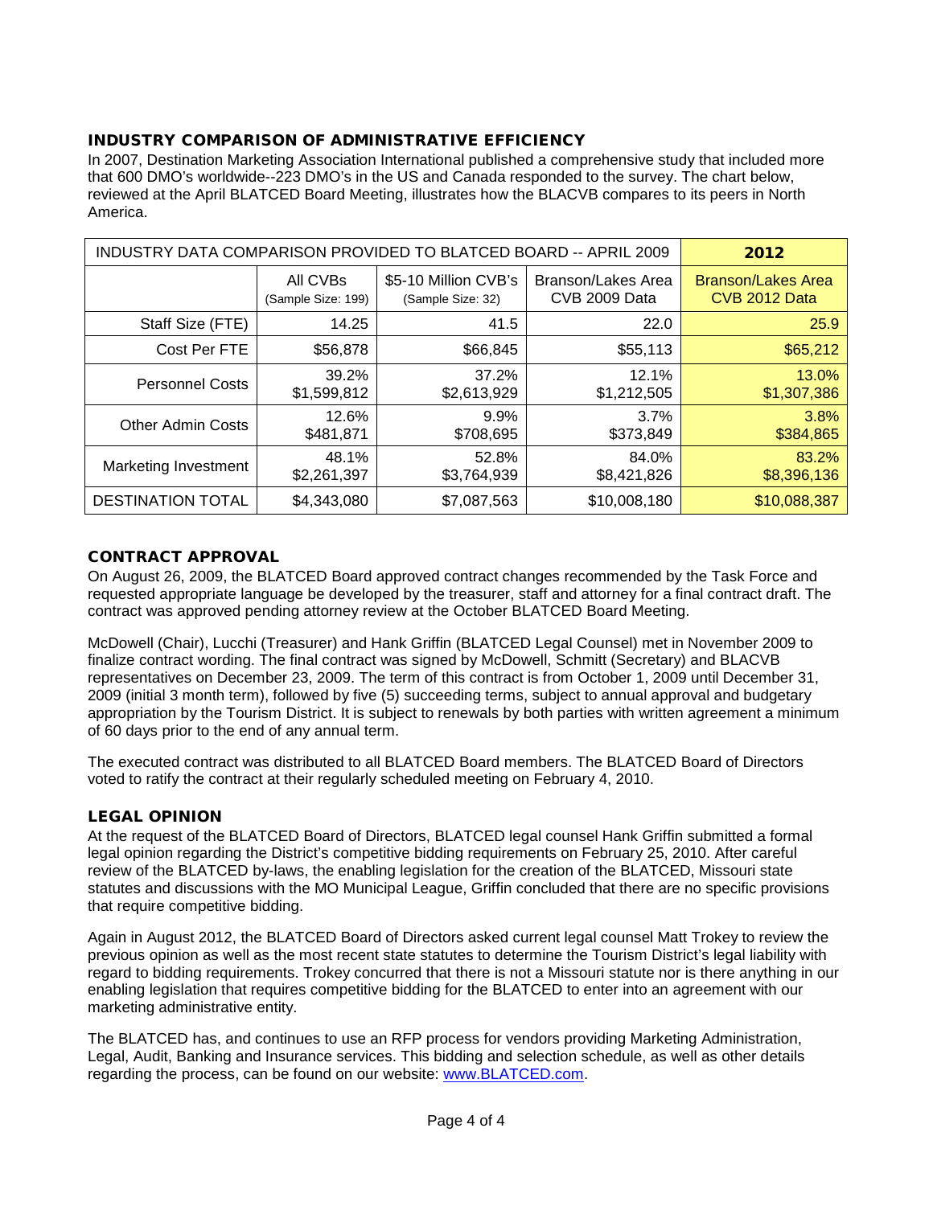### INDUSTRY COMPARISON OF ADMINISTRATIVE EFFICIENCY

In 2007, Destination Marketing Association International published a comprehensive study that included more that 600 DMO's worldwide--223 DMO's in the US and Canada responded to the survey. The chart below, reviewed at the April BLATCED Board Meeting, illustrates how the BLACVB compares to its peers in North America.

| INDUSTRY DATA COMPARISON PROVIDED TO BLATCED BOARD -- APRIL 2009 | | | | **2012** |
|---|---|---|---|---|
| | All CVBs (Sample Size: 199) | $5-10 Million CVB's (Sample Size: 32) | Branson/Lakes Area CVB 2009 Data | Branson/Lakes Area CVB 2012 Data |
| Staff Size (FTE) | 14.25 | 41.5 | 22.0 | 25.9 |
| Cost Per FTE | $56,878 | $66,845 | $55,113 | $65,212 |
| Personnel Costs | 39.2% $1,599,812 | 37.2% $2,613,929 | 12.1% $1,212,505 | 13.0% $1,307,386 |
| Other Admin Costs | 12.6% $481,871 | 9.9% $708,695 | 3.7% $373,849 | 3.8% $384,865 |
| Marketing Investment | 48.1% $2,261,397 | 52.8% $3,764,939 | 84.0% $8,421,826 | 83.2% $8,396,136 |
| DESTINATION TOTAL | $4,343,080 | $7,087,563 | $10,008,180 | $10,088,387 |

### CONTRACT APPROVAL

On August 26, 2009, the BLATCED Board approved contract changes recommended by the Task Force and requested appropriate language be developed by the treasurer, staff and attorney for a final contract draft. The contract was approved pending attorney review at the October BLATCED Board Meeting.

McDowell (Chair), Lucchi (Treasurer) and Hank Griffin (BLATCED Legal Counsel) met in November 2009 to finalize contract wording. The final contract was signed by McDowell, Schmitt (Secretary) and BLACVB representatives on December 23, 2009. The term of this contract is from October 1, 2009 until December 31, 2009 (initial 3 month term), followed by five (5) succeeding terms, subject to annual approval and budgetary appropriation by the Tourism District. It is subject to renewals by both parties with written agreement a minimum of 60 days prior to the end of any annual term.

The executed contract was distributed to all BLATCED Board members. The BLATCED Board of Directors voted to ratify the contract at their regularly scheduled meeting on February 4, 2010.

### LEGAL OPINION

At the request of the BLATCED Board of Directors, BLATCED legal counsel Hank Griffin submitted a formal legal opinion regarding the District's competitive bidding requirements on February 25, 2010. After careful review of the BLATCED by-laws, the enabling legislation for the creation of the BLATCED, Missouri state statutes and discussions with the MO Municipal League, Griffin concluded that there are no specific provisions that require competitive bidding.

Again in August 2012, the BLATCED Board of Directors asked current legal counsel Matt Trokey to review the previous opinion as well as the most recent state statutes to determine the Tourism District's legal liability with regard to bidding requirements. Trokey concurred that there is not a Missouri statute nor is there anything in our enabling legislation that requires competitive bidding for the BLATCED to enter into an agreement with our marketing administrative entity.

The BLATCED has, and continues to use an RFP process for vendors providing Marketing Administration, Legal, Audit, Banking and Insurance services. This bidding and selection schedule, as well as other details regarding the process, can be found on our website: www.BLATCED.com.